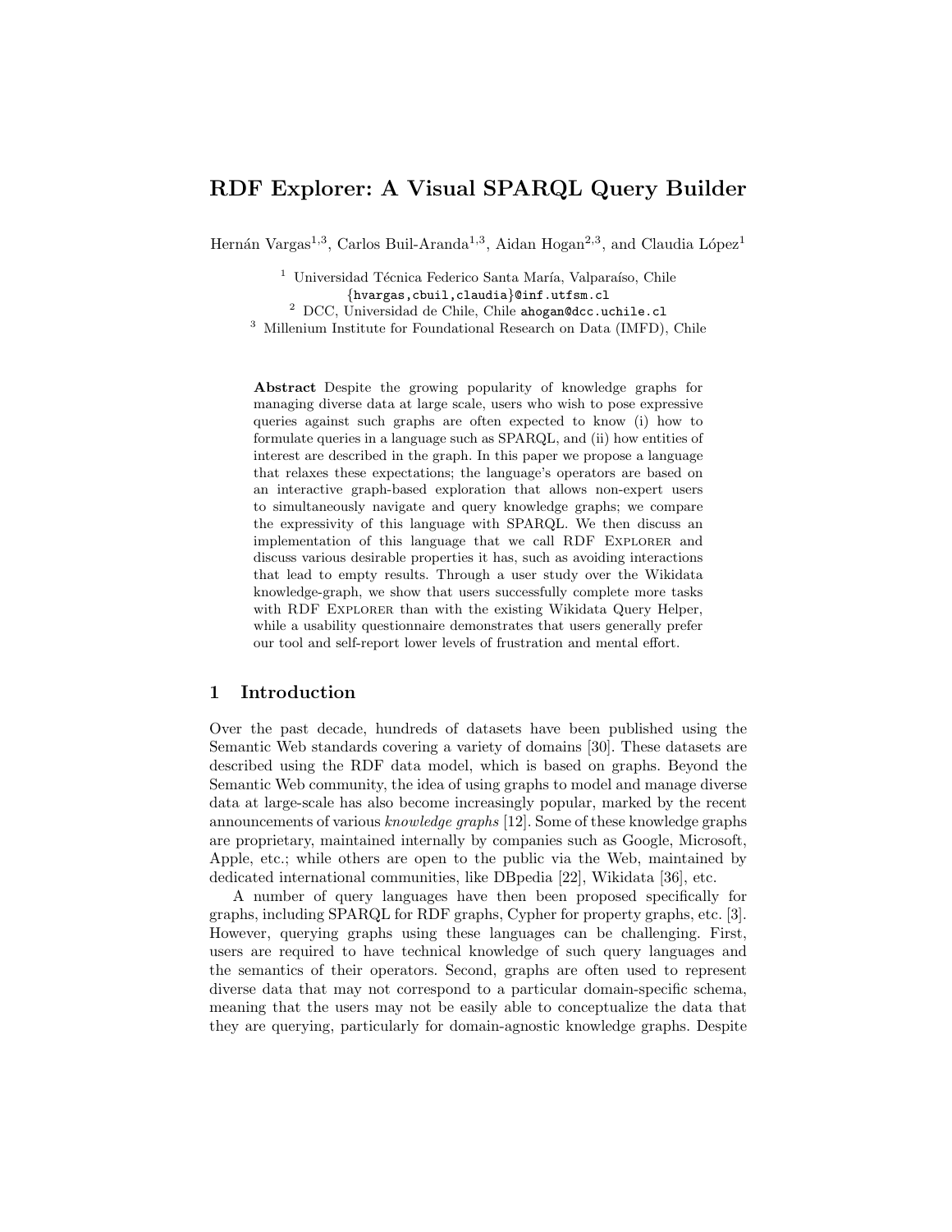# RDF Explorer: A Visual SPARQL Query Builder

Hernán Vargas[1,3], Carlos Buil-Aranda[1,3], Aidan Hogan[2,3], and Claudia López[1]

[1] Universidad Técnica Federico Santa María, Valparaíso, Chile
{hvargas,cbuil,claudia}@inf.utfsm.cl
[2] DCC, Universidad de Chile, Chile ahogan@dcc.uchile.cl
[3] Millenium Institute for Foundational Research on Data (IMFD), Chile

**Abstract** Despite the growing popularity of knowledge graphs for managing diverse data at large scale, users who wish to pose expressive queries against such graphs are often expected to know (i) how to formulate queries in a language such as SPARQL, and (ii) how entities of interest are described in the graph. In this paper we propose a language that relaxes these expectations; the language's operators are based on an interactive graph-based exploration that allows non-expert users to simultaneously navigate and query knowledge graphs; we compare the expressivity of this language with SPARQL. We then discuss an implementation of this language that we call RDF Explorer and discuss various desirable properties it has, such as avoiding interactions that lead to empty results. Through a user study over the Wikidata knowledge-graph, we show that users successfully complete more tasks with RDF Explorer than with the existing Wikidata Query Helper, while a usability questionnaire demonstrates that users generally prefer our tool and self-report lower levels of frustration and mental effort.

## 1 Introduction

Over the past decade, hundreds of datasets have been published using the Semantic Web standards covering a variety of domains [30]. These datasets are described using the RDF data model, which is based on graphs. Beyond the Semantic Web community, the idea of using graphs to model and manage diverse data at large-scale has also become increasingly popular, marked by the recent announcements of various *knowledge graphs* [12]. Some of these knowledge graphs are proprietary, maintained internally by companies such as Google, Microsoft, Apple, etc.; while others are open to the public via the Web, maintained by dedicated international communities, like DBpedia [22], Wikidata [36], etc.

A number of query languages have then been proposed specifically for graphs, including SPARQL for RDF graphs, Cypher for property graphs, etc. [3]. However, querying graphs using these languages can be challenging. First, users are required to have technical knowledge of such query languages and the semantics of their operators. Second, graphs are often used to represent diverse data that may not correspond to a particular domain-specific schema, meaning that the users may not be easily able to conceptualize the data that they are querying, particularly for domain-agnostic knowledge graphs. Despite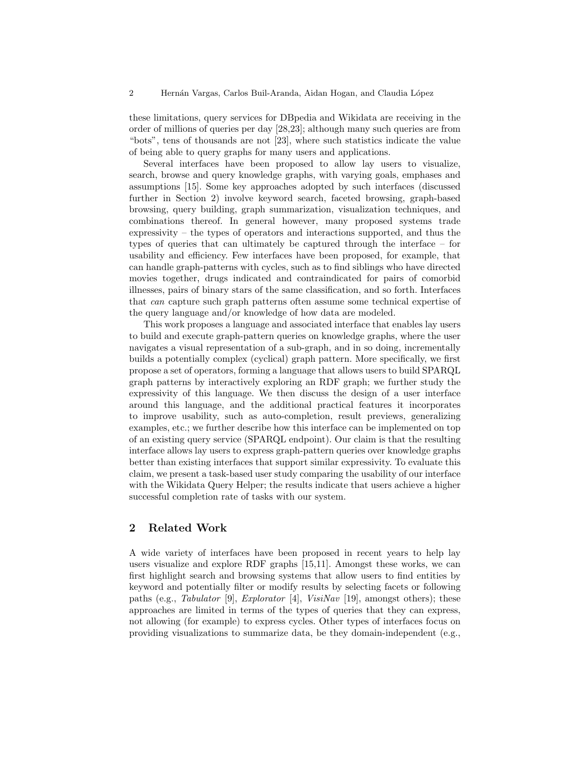these limitations, query services for DBpedia and Wikidata are receiving in the order of millions of queries per day [28,23]; although many such queries are from "bots", tens of thousands are not [23], where such statistics indicate the value of being able to query graphs for many users and applications.

Several interfaces have been proposed to allow lay users to visualize, search, browse and query knowledge graphs, with varying goals, emphases and assumptions [15]. Some key approaches adopted by such interfaces (discussed further in Section 2) involve keyword search, faceted browsing, graph-based browsing, query building, graph summarization, visualization techniques, and combinations thereof. In general however, many proposed systems trade expressivity – the types of operators and interactions supported, and thus the types of queries that can ultimately be captured through the interface – for usability and efficiency. Few interfaces have been proposed, for example, that can handle graph-patterns with cycles, such as to find siblings who have directed movies together, drugs indicated and contraindicated for pairs of comorbid illnesses, pairs of binary stars of the same classification, and so forth. Interfaces that *can* capture such graph patterns often assume some technical expertise of the query language and/or knowledge of how data are modeled.

This work proposes a language and associated interface that enables lay users to build and execute graph-pattern queries on knowledge graphs, where the user navigates a visual representation of a sub-graph, and in so doing, incrementally builds a potentially complex (cyclical) graph pattern. More specifically, we first propose a set of operators, forming a language that allows users to build SPARQL graph patterns by interactively exploring an RDF graph; we further study the expressivity of this language. We then discuss the design of a user interface around this language, and the additional practical features it incorporates to improve usability, such as auto-completion, result previews, generalizing examples, etc.; we further describe how this interface can be implemented on top of an existing query service (SPARQL endpoint). Our claim is that the resulting interface allows lay users to express graph-pattern queries over knowledge graphs better than existing interfaces that support similar expressivity. To evaluate this claim, we present a task-based user study comparing the usability of our interface with the Wikidata Query Helper; the results indicate that users achieve a higher successful completion rate of tasks with our system.

## 2 Related Work

A wide variety of interfaces have been proposed in recent years to help lay users visualize and explore RDF graphs [15,11]. Amongst these works, we can first highlight search and browsing systems that allow users to find entities by keyword and potentially filter or modify results by selecting facets or following paths (e.g., *Tabulator* [9], *Explorator* [4], *VisiNav* [19], amongst others); these approaches are limited in terms of the types of queries that they can express, not allowing (for example) to express cycles. Other types of interfaces focus on providing visualizations to summarize data, be they domain-independent (e.g.,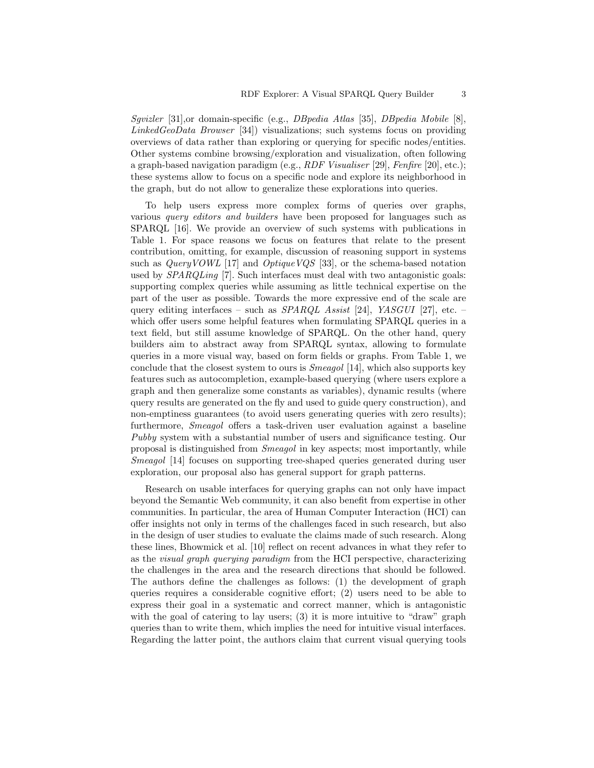*Sgvizler* [31],or domain-specific (e.g., *DBpedia Atlas* [35], *DBpedia Mobile* [8], *LinkedGeoData Browser* [34]) visualizations; such systems focus on providing overviews of data rather than exploring or querying for specific nodes/entities. Other systems combine browsing/exploration and visualization, often following a graph-based navigation paradigm (e.g., *RDF Visualiser* [29], *Fenfire* [20], etc.); these systems allow to focus on a specific node and explore its neighborhood in the graph, but do not allow to generalize these explorations into queries.

To help users express more complex forms of queries over graphs, various *query editors and builders* have been proposed for languages such as SPARQL [16]. We provide an overview of such systems with publications in Table 1. For space reasons we focus on features that relate to the present contribution, omitting, for example, discussion of reasoning support in systems such as *QueryVOWL* [17] and *OptiqueVQS* [33], or the schema-based notation used by *SPARQLing* [7]. Such interfaces must deal with two antagonistic goals: supporting complex queries while assuming as little technical expertise on the part of the user as possible. Towards the more expressive end of the scale are query editing interfaces – such as *SPARQL Assist* [24], *YASGUI* [27], etc. – which offer users some helpful features when formulating SPARQL queries in a text field, but still assume knowledge of SPARQL. On the other hand, query builders aim to abstract away from SPARQL syntax, allowing to formulate queries in a more visual way, based on form fields or graphs. From Table 1, we conclude that the closest system to ours is *Smeagol* [14], which also supports key features such as autocompletion, example-based querying (where users explore a graph and then generalize some constants as variables), dynamic results (where query results are generated on the fly and used to guide query construction), and non-emptiness guarantees (to avoid users generating queries with zero results); furthermore, *Smeagol* offers a task-driven user evaluation against a baseline *Pubby* system with a substantial number of users and significance testing. Our proposal is distinguished from *Smeagol* in key aspects; most importantly, while *Smeagol* [14] focuses on supporting tree-shaped queries generated during user exploration, our proposal also has general support for graph patterns.

Research on usable interfaces for querying graphs can not only have impact beyond the Semantic Web community, it can also benefit from expertise in other communities. In particular, the area of Human Computer Interaction (HCI) can offer insights not only in terms of the challenges faced in such research, but also in the design of user studies to evaluate the claims made of such research. Along these lines, Bhowmick et al. [10] reflect on recent advances in what they refer to as the *visual graph querying paradigm* from the HCI perspective, characterizing the challenges in the area and the research directions that should be followed. The authors define the challenges as follows: (1) the development of graph queries requires a considerable cognitive effort; (2) users need to be able to express their goal in a systematic and correct manner, which is antagonistic with the goal of catering to lay users; (3) it is more intuitive to "draw" graph queries than to write them, which implies the need for intuitive visual interfaces. Regarding the latter point, the authors claim that current visual querying tools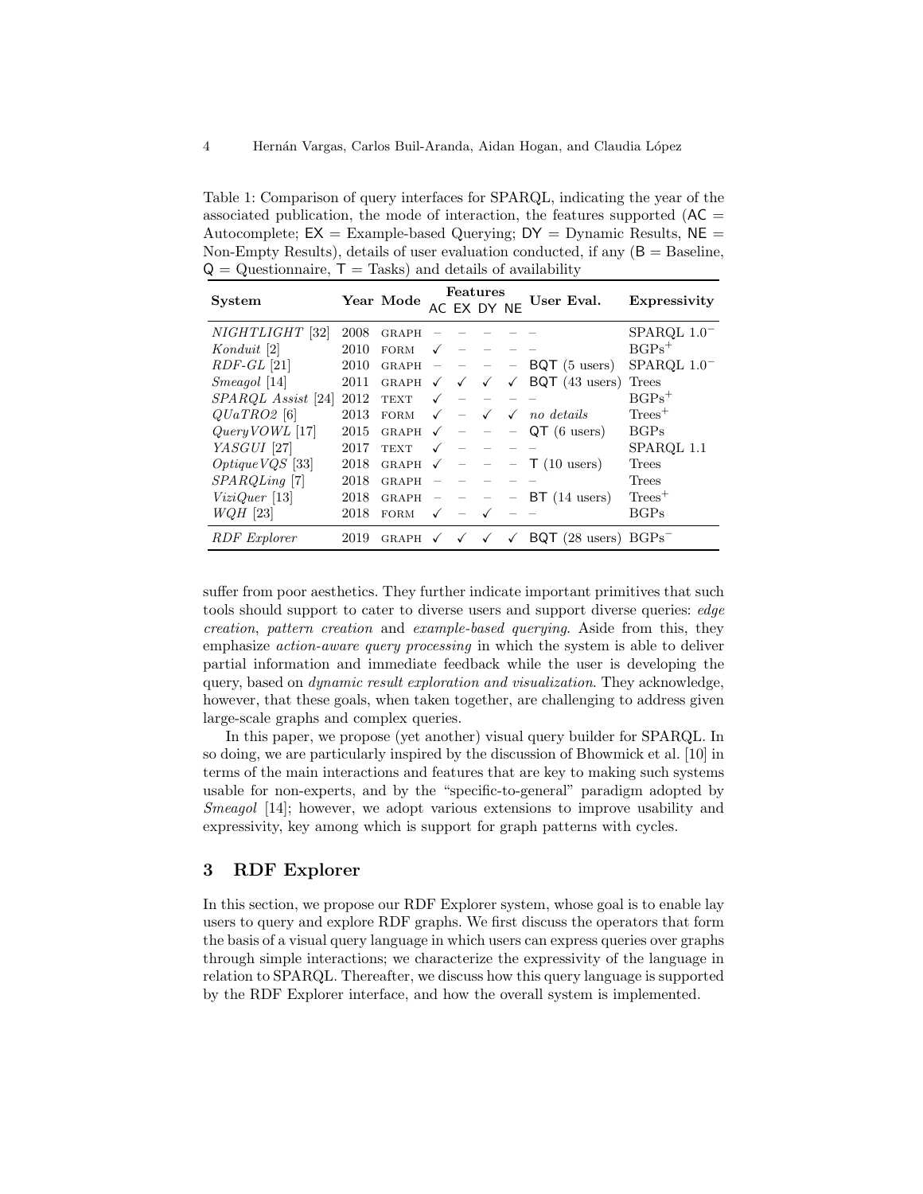Table 1: Comparison of query interfaces for SPARQL, indicating the year of the associated publication, the mode of interaction, the features supported (AC = Autocomplete; EX = Example-based Querying; DY = Dynamic Results, NE = Non-Empty Results), details of user evaluation conducted, if any (B = Baseline, Q = Questionnaire, T = Tasks) and details of availability

| System | Year | Mode | Features AC | EX | DY | NE | User Eval. | Expressivity |
|---|---|---|---|---|---|---|---|---|
| *NIGHTLIGHT* [32] | 2008 | GRAPH | – | – | – | – | – | SPARQL $1.0^{-}$ |
| *Konduit* [2] | 2010 | FORM | ✓ | – | – | – | – | $\mathrm{BGPs}^{+}$ |
| *RDF-GL* [21] | 2010 | GRAPH | – | – | – | – | BQT (5 users) | SPARQL $1.0^{-}$ |
| *Smeagol* [14] | 2011 | GRAPH | ✓ | ✓ | ✓ | ✓ | BQT (43 users) | Trees |
| *SPARQL Assist* [24] | 2012 | TEXT | ✓ | – | – | – | – | $\mathrm{BGPs}^{+}$ |
| *QUaTRO2* [6] | 2013 | FORM | ✓ | – | ✓ | ✓ | *no details* | $\mathrm{Trees}^{+}$ |
| *QueryVOWL* [17] | 2015 | GRAPH | ✓ | – | – | – | QT (6 users) | BGPs |
| *YASGUI* [27] | 2017 | TEXT | ✓ | – | – | – | – | SPARQL 1.1 |
| *OptiqueVQS* [33] | 2018 | GRAPH | ✓ | – | – | – | T (10 users) | Trees |
| *SPARQLing* [7] | 2018 | GRAPH | – | – | – | – | – | Trees |
| *ViziQuer* [13] | 2018 | GRAPH | – | – | – | – | BT (14 users) | $\mathrm{Trees}^{+}$ |
| *WQH* [23] | 2018 | FORM | ✓ | – | ✓ | – | – | BGPs |
| *RDF Explorer* | 2019 | GRAPH | ✓ | ✓ | ✓ | ✓ | BQT (28 users) | $\mathrm{BGPs}^{-}$ |

suffer from poor aesthetics. They further indicate important primitives that such tools should support to cater to diverse users and support diverse queries: *edge creation*, *pattern creation* and *example-based querying*. Aside from this, they emphasize *action-aware query processing* in which the system is able to deliver partial information and immediate feedback while the user is developing the query, based on *dynamic result exploration and visualization*. They acknowledge, however, that these goals, when taken together, are challenging to address given large-scale graphs and complex queries.

In this paper, we propose (yet another) visual query builder for SPARQL. In so doing, we are particularly inspired by the discussion of Bhowmick et al. [10] in terms of the main interactions and features that are key to making such systems usable for non-experts, and by the "specific-to-general" paradigm adopted by *Smeagol* [14]; however, we adopt various extensions to improve usability and expressivity, key among which is support for graph patterns with cycles.

## 3 RDF Explorer

In this section, we propose our RDF Explorer system, whose goal is to enable lay users to query and explore RDF graphs. We first discuss the operators that form the basis of a visual query language in which users can express queries over graphs through simple interactions; we characterize the expressivity of the language in relation to SPARQL. Thereafter, we discuss how this query language is supported by the RDF Explorer interface, and how the overall system is implemented.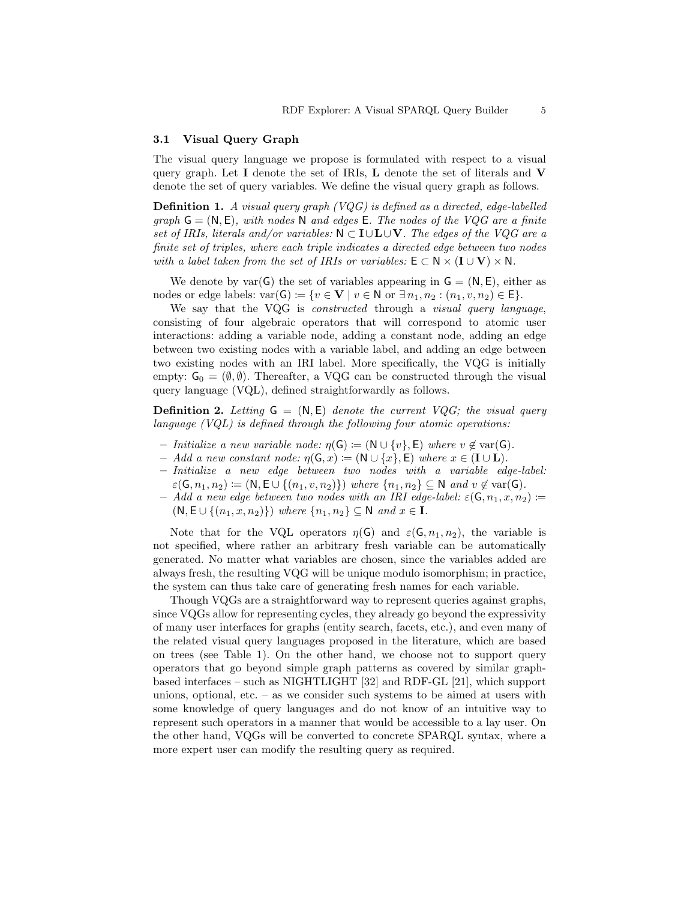### 3.1 Visual Query Graph

The visual query language we propose is formulated with respect to a visual query graph. Let $\mathbf{I}$ denote the set of IRIs, $\mathbf{L}$ denote the set of literals and $\mathbf{V}$ denote the set of query variables. We define the visual query graph as follows.

**Definition 1.** *A visual query graph (VQG) is defined as a directed, edge-labelled graph $\mathsf{G} = (\mathsf{N}, \mathsf{E})$, with nodes $\mathsf{N}$ and edges $\mathsf{E}$. The nodes of the VQG are a finite set of IRIs, literals and/or variables: $\mathsf{N} \subset \mathbf{I} \cup \mathbf{L} \cup \mathbf{V}$. The edges of the VQG are a finite set of triples, where each triple indicates a directed edge between two nodes with a label taken from the set of IRIs or variables: $\mathsf{E} \subset \mathsf{N} \times (\mathbf{I} \cup \mathbf{V}) \times \mathsf{N}$.*

We denote by $\mathrm{var}(\mathsf{G})$ the set of variables appearing in $\mathsf{G} = (\mathsf{N}, \mathsf{E})$, either as nodes or edge labels: $\mathrm{var}(\mathsf{G}) := \{v \in \mathbf{V} \mid v \in \mathsf{N} \text{ or } \exists n_1, n_2 : (n_1, v, n_2) \in \mathsf{E}\}$.

We say that the VQG is *constructed* through a *visual query language*, consisting of four algebraic operators that will correspond to atomic user interactions: adding a variable node, adding a constant node, adding an edge between two existing nodes with a variable label, and adding an edge between two existing nodes with an IRI label. More specifically, the VQG is initially empty: $\mathsf{G}_0 = (\emptyset, \emptyset)$. Thereafter, a VQG can be constructed through the visual query language (VQL), defined straightforwardly as follows.

**Definition 2.** *Letting $\mathsf{G} = (\mathsf{N}, \mathsf{E})$ denote the current VQG; the visual query language (VQL) is defined through the following four atomic operations:*

- *Initialize a new variable node: $\eta(\mathsf{G}) := (\mathsf{N} \cup \{v\}, \mathsf{E})$ where $v \notin \mathrm{var}(\mathsf{G})$.*
- *Add a new constant node: $\eta(\mathsf{G}, x) := (\mathsf{N} \cup \{x\}, \mathsf{E})$ where $x \in (\mathbf{I} \cup \mathbf{L})$.*
- *Initialize a new edge between two nodes with a variable edge-label: $\varepsilon(\mathsf{G}, n_1, n_2) := (\mathsf{N}, \mathsf{E} \cup \{(n_1, v, n_2)\})$ where $\{n_1, n_2\} \subseteq \mathsf{N}$ and $v \notin \mathrm{var}(\mathsf{G})$.*
- *Add a new edge between two nodes with an IRI edge-label: $\varepsilon(\mathsf{G}, n_1, x, n_2) := (\mathsf{N}, \mathsf{E} \cup \{(n_1, x, n_2)\})$ where $\{n_1, n_2\} \subseteq \mathsf{N}$ and $x \in \mathbf{I}$.*

Note that for the VQL operators $\eta(\mathsf{G})$ and $\varepsilon(\mathsf{G}, n_1, n_2)$, the variable is not specified, where rather an arbitrary fresh variable can be automatically generated. No matter what variables are chosen, since the variables added are always fresh, the resulting VQG will be unique modulo isomorphism; in practice, the system can thus take care of generating fresh names for each variable.

Though VQGs are a straightforward way to represent queries against graphs, since VQGs allow for representing cycles, they already go beyond the expressivity of many user interfaces for graphs (entity search, facets, etc.), and even many of the related visual query languages proposed in the literature, which are based on trees (see Table 1). On the other hand, we choose not to support query operators that go beyond simple graph patterns as covered by similar graph-based interfaces – such as NIGHTLIGHT [32] and RDF-GL [21], which support unions, optional, etc. – as we consider such systems to be aimed at users with some knowledge of query languages and do not know of an intuitive way to represent such operators in a manner that would be accessible to a lay user. On the other hand, VQGs will be converted to concrete SPARQL syntax, where a more expert user can modify the resulting query as required.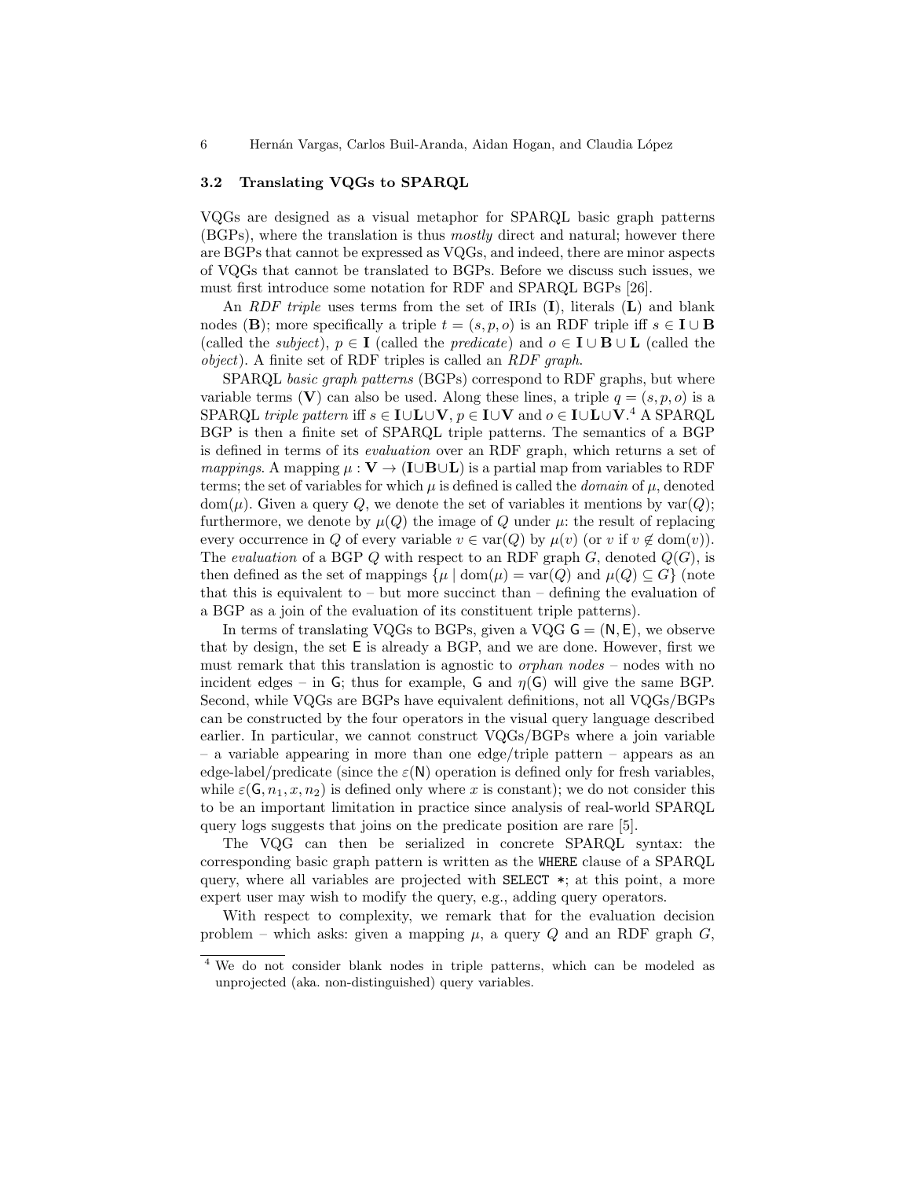### 3.2 Translating VQGs to SPARQL

VQGs are designed as a visual metaphor for SPARQL basic graph patterns (BGPs), where the translation is thus *mostly* direct and natural; however there are BGPs that cannot be expressed as VQGs, and indeed, there are minor aspects of VQGs that cannot be translated to BGPs. Before we discuss such issues, we must first introduce some notation for RDF and SPARQL BGPs [26].

An *RDF triple* uses terms from the set of IRIs ($\mathbf{I}$), literals ($\mathbf{L}$) and blank nodes ($\mathbf{B}$); more specifically a triple $t = (s, p, o)$ is an RDF triple iff $s \in \mathbf{I} \cup \mathbf{B}$ (called the *subject*), $p \in \mathbf{I}$ (called the *predicate*) and $o \in \mathbf{I} \cup \mathbf{B} \cup \mathbf{L}$ (called the *object*). A finite set of RDF triples is called an *RDF graph*.

SPARQL *basic graph patterns* (BGPs) correspond to RDF graphs, but where variable terms ($\mathbf{V}$) can also be used. Along these lines, a triple $q = (s, p, o)$ is a SPARQL *triple pattern* iff $s \in \mathbf{I} \cup \mathbf{L} \cup \mathbf{V}$, $p \in \mathbf{I} \cup \mathbf{V}$ and $o \in \mathbf{I} \cup \mathbf{L} \cup \mathbf{V}$.[4] A SPARQL BGP is then a finite set of SPARQL triple patterns. The semantics of a BGP is defined in terms of its *evaluation* over an RDF graph, which returns a set of *mappings*. A mapping $\mu : \mathbf{V} \to (\mathbf{I} \cup \mathbf{B} \cup \mathbf{L})$ is a partial map from variables to RDF terms; the set of variables for which $\mu$ is defined is called the *domain* of $\mu$, denoted $\mathrm{dom}(\mu)$. Given a query $Q$, we denote the set of variables it mentions by $\mathrm{var}(Q)$; furthermore, we denote by $\mu(Q)$ the image of $Q$ under $\mu$: the result of replacing every occurrence in $Q$ of every variable $v \in \mathrm{var}(Q)$ by $\mu(v)$ (or $v$ if $v \notin \mathrm{dom}(v)$). The *evaluation* of a BGP $Q$ with respect to an RDF graph $G$, denoted $Q(G)$, is then defined as the set of mappings $\{\mu \mid \mathrm{dom}(\mu) = \mathrm{var}(Q) \text{ and } \mu(Q) \subseteq G\}$ (note that this is equivalent to – but more succinct than – defining the evaluation of a BGP as a join of the evaluation of its constituent triple patterns).

In terms of translating VQGs to BGPs, given a VQG $\mathsf{G} = (\mathsf{N}, \mathsf{E})$, we observe that by design, the set $\mathsf{E}$ is already a BGP, and we are done. However, first we must remark that this translation is agnostic to *orphan nodes* – nodes with no incident edges – in $\mathsf{G}$; thus for example, $\mathsf{G}$ and $\eta(\mathsf{G})$ will give the same BGP. Second, while VQGs are BGPs have equivalent definitions, not all VQGs/BGPs can be constructed by the four operators in the visual query language described earlier. In particular, we cannot construct VQGs/BGPs where a join variable – a variable appearing in more than one edge/triple pattern – appears as an edge-label/predicate (since the $\varepsilon(\mathsf{N})$ operation is defined only for fresh variables, while $\varepsilon(\mathsf{G}, n_1, x, n_2)$ is defined only where $x$ is constant); we do not consider this to be an important limitation in practice since analysis of real-world SPARQL query logs suggests that joins on the predicate position are rare [5].

The VQG can then be serialized in concrete SPARQL syntax: the corresponding basic graph pattern is written as the `WHERE` clause of a SPARQL query, where all variables are projected with `SELECT *`; at this point, a more expert user may wish to modify the query, e.g., adding query operators.

With respect to complexity, we remark that for the evaluation decision problem – which asks: given a mapping $\mu$, a query $Q$ and an RDF graph $G$,

---

[4] We do not consider blank nodes in triple patterns, which can be modeled as unprojected (aka. non-distinguished) query variables.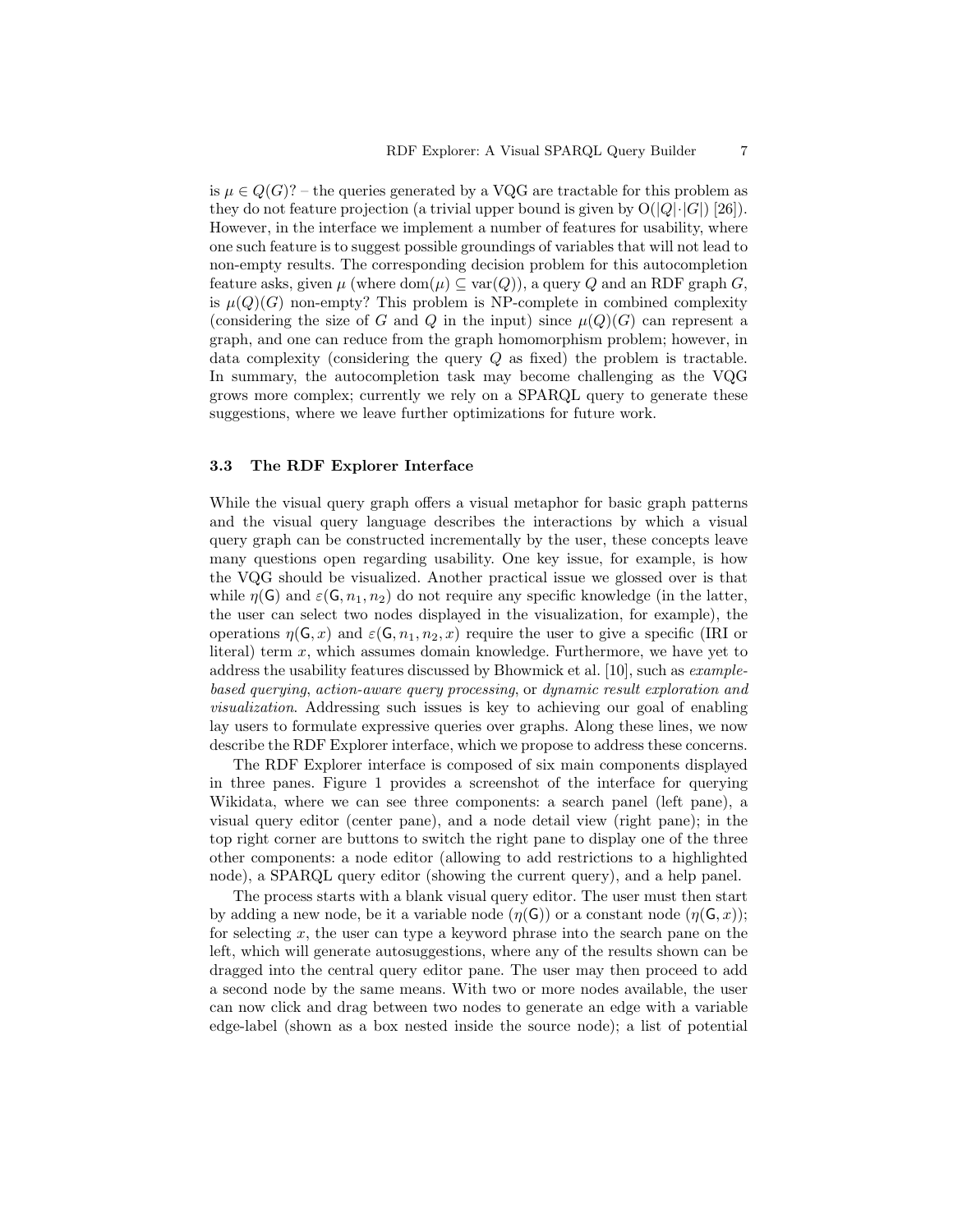is $\mu \in Q(G)$? – the queries generated by a VQG are tractable for this problem as they do not feature projection (a trivial upper bound is given by $O(|Q| \cdot |G|)$ [26]). However, in the interface we implement a number of features for usability, where one such feature is to suggest possible groundings of variables that will not lead to non-empty results. The corresponding decision problem for this autocompletion feature asks, given $\mu$ (where $\text{dom}(\mu) \subseteq \text{var}(Q)$), a query $Q$ and an RDF graph $G$, is $\mu(Q)(G)$ non-empty? This problem is NP-complete in combined complexity (considering the size of $G$ and $Q$ in the input) since $\mu(Q)(G)$ can represent a graph, and one can reduce from the graph homomorphism problem; however, in data complexity (considering the query $Q$ as fixed) the problem is tractable. In summary, the autocompletion task may become challenging as the VQG grows more complex; currently we rely on a SPARQL query to generate these suggestions, where we leave further optimizations for future work.

### 3.3 The RDF Explorer Interface

While the visual query graph offers a visual metaphor for basic graph patterns and the visual query language describes the interactions by which a visual query graph can be constructed incrementally by the user, these concepts leave many questions open regarding usability. One key issue, for example, is how the VQG should be visualized. Another practical issue we glossed over is that while $\eta(\mathsf{G})$ and $\varepsilon(\mathsf{G}, n_1, n_2)$ do not require any specific knowledge (in the latter, the user can select two nodes displayed in the visualization, for example), the operations $\eta(\mathsf{G}, x)$ and $\varepsilon(\mathsf{G}, n_1, n_2, x)$ require the user to give a specific (IRI or literal) term $x$, which assumes domain knowledge. Furthermore, we have yet to address the usability features discussed by Bhowmick et al. [10], such as *example-based querying*, *action-aware query processing*, or *dynamic result exploration and visualization*. Addressing such issues is key to achieving our goal of enabling lay users to formulate expressive queries over graphs. Along these lines, we now describe the RDF Explorer interface, which we propose to address these concerns.

The RDF Explorer interface is composed of six main components displayed in three panes. Figure 1 provides a screenshot of the interface for querying Wikidata, where we can see three components: a search panel (left pane), a visual query editor (center pane), and a node detail view (right pane); in the top right corner are buttons to switch the right pane to display one of the three other components: a node editor (allowing to add restrictions to a highlighted node), a SPARQL query editor (showing the current query), and a help panel.

The process starts with a blank visual query editor. The user must then start by adding a new node, be it a variable node ($\eta(\mathsf{G})$) or a constant node ($\eta(\mathsf{G}, x)$); for selecting $x$, the user can type a keyword phrase into the search pane on the left, which will generate autosuggestions, where any of the results shown can be dragged into the central query editor pane. The user may then proceed to add a second node by the same means. With two or more nodes available, the user can now click and drag between two nodes to generate an edge with a variable edge-label (shown as a box nested inside the source node); a list of potential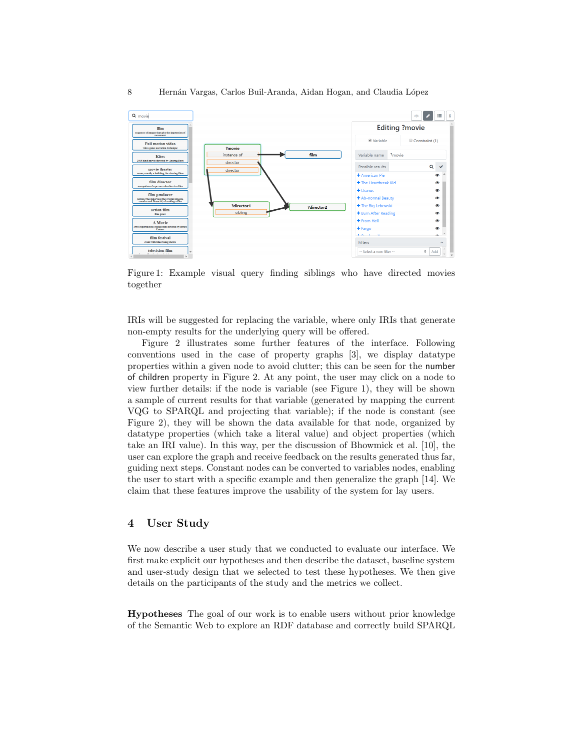Figure 1: Example visual query finding siblings who have directed movies together

IRIs will be suggested for replacing the variable, where only IRIs that generate non-empty results for the underlying query will be offered.

Figure 2 illustrates some further features of the interface. Following conventions used in the case of property graphs [3], we display datatype properties within a given node to avoid clutter; this can be seen for the number of children property in Figure 2. At any point, the user may click on a node to view further details: if the node is variable (see Figure 1), they will be shown a sample of current results for that variable (generated by mapping the current VQG to SPARQL and projecting that variable); if the node is constant (see Figure 2), they will be shown the data available for that node, organized by datatype properties (which take a literal value) and object properties (which take an IRI value). In this way, per the discussion of Bhowmick et al. [10], the user can explore the graph and receive feedback on the results generated thus far, guiding next steps. Constant nodes can be converted to variables nodes, enabling the user to start with a specific example and then generalize the graph [14]. We claim that these features improve the usability of the system for lay users.

# 4 User Study

We now describe a user study that we conducted to evaluate our interface. We first make explicit our hypotheses and then describe the dataset, baseline system and user-study design that we selected to test these hypotheses. We then give details on the participants of the study and the metrics we collect.

**Hypotheses** The goal of our work is to enable users without prior knowledge of the Semantic Web to explore an RDF database and correctly build SPARQL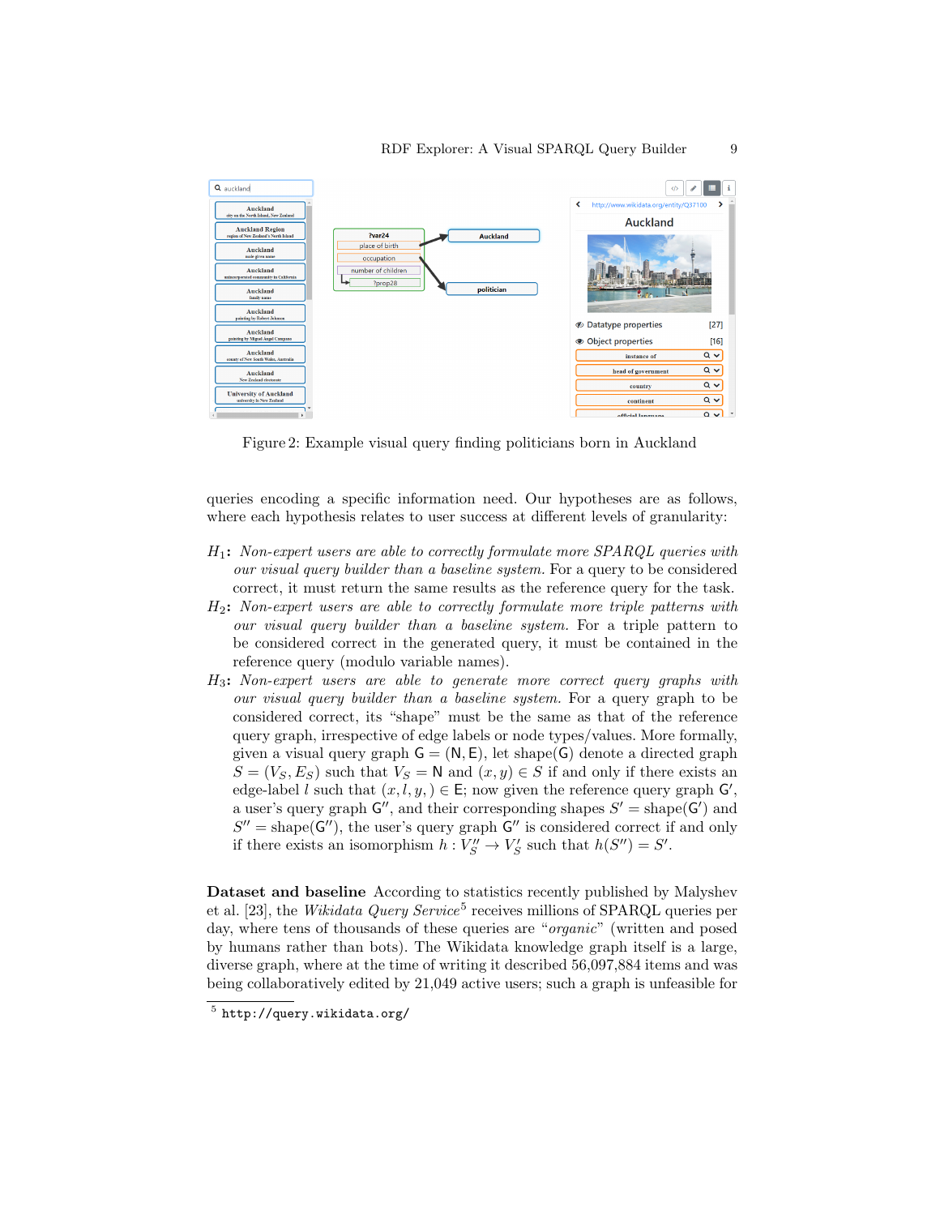Figure 2: Example visual query finding politicians born in Auckland

queries encoding a specific information need. Our hypotheses are as follows, where each hypothesis relates to user success at different levels of granularity:

$H_1$: *Non-expert users are able to correctly formulate more SPARQL queries with our visual query builder than a baseline system.* For a query to be considered correct, it must return the same results as the reference query for the task.

$H_2$: *Non-expert users are able to correctly formulate more triple patterns with our visual query builder than a baseline system.* For a triple pattern to be considered correct in the generated query, it must be contained in the reference query (modulo variable names).

$H_3$: *Non-expert users are able to generate more correct query graphs with our visual query builder than a baseline system.* For a query graph to be considered correct, its "shape" must be the same as that of the reference query graph, irrespective of edge labels or node types/values. More formally, given a visual query graph $\mathsf{G} = (\mathsf{N}, \mathsf{E})$, let $\text{shape}(\mathsf{G})$ denote a directed graph $S = (V_S, E_S)$ such that $V_S = \mathsf{N}$ and $(x, y) \in S$ if and only if there exists an edge-label $l$ such that $(x, l, y, ) \in \mathsf{E}$; now given the reference query graph $\mathsf{G}'$, a user's query graph $\mathsf{G}''$, and their corresponding shapes $S' = \text{shape}(\mathsf{G}')$ and $S'' = \text{shape}(\mathsf{G}'')$, the user's query graph $\mathsf{G}''$ is considered correct if and only if there exists an isomorphism $h : V_S'' \to V_S'$ such that $h(S'') = S'$.

**Dataset and baseline** According to statistics recently published by Malyshev et al. [23], the *Wikidata Query Service*[5] receives millions of SPARQL queries per day, where tens of thousands of these queries are "*organic*" (written and posed by humans rather than bots). The Wikidata knowledge graph itself is a large, diverse graph, where at the time of writing it described 56,097,884 items and was being collaboratively edited by 21,049 active users; such a graph is unfeasible for

[5] `http://query.wikidata.org/`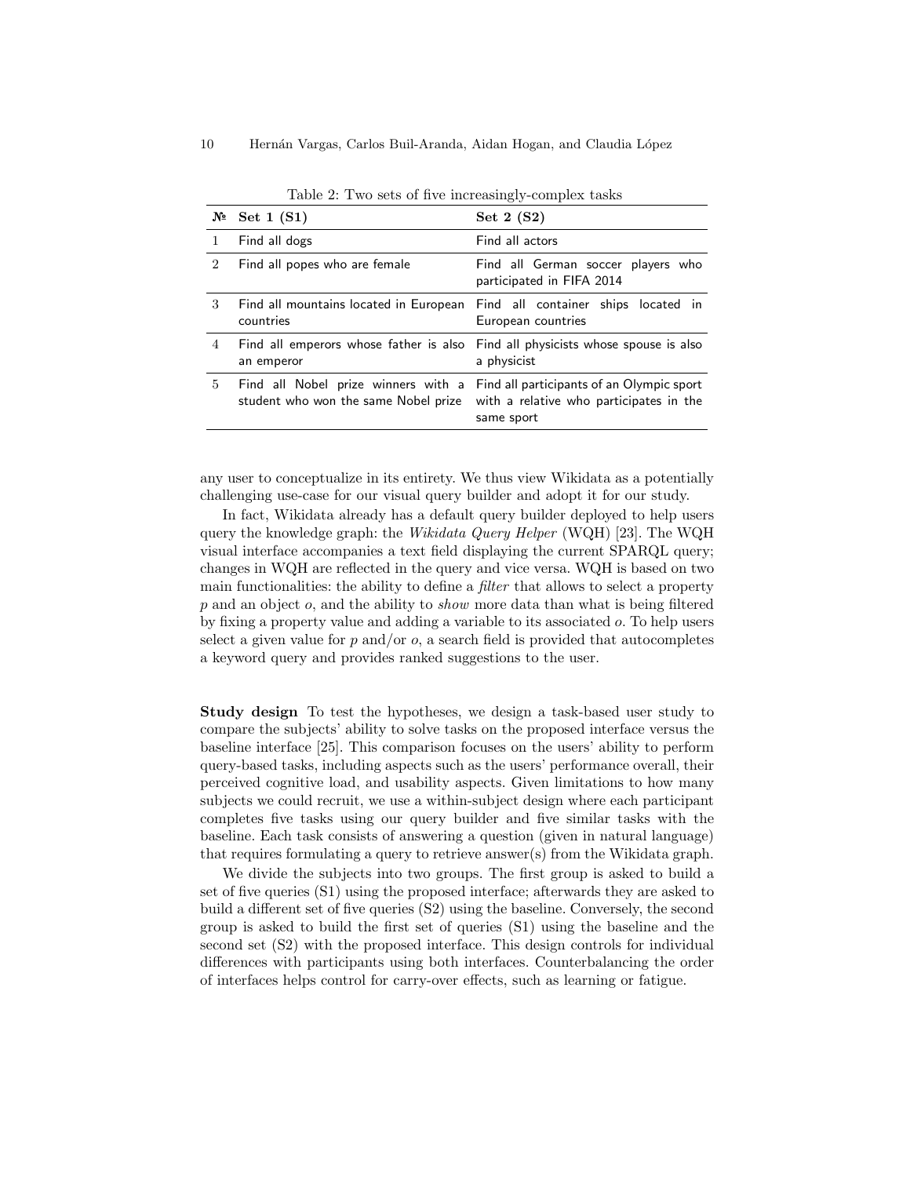Table 2: Two sets of five increasingly-complex tasks

| № | Set 1 (S1) | Set 2 (S2) |
|---|---|---|
| 1 | Find all dogs | Find all actors |
| 2 | Find all popes who are female | Find all German soccer players who participated in FIFA 2014 |
| 3 | Find all mountains located in European countries | Find all container ships located in European countries |
| 4 | Find all emperors whose father is also an emperor | Find all physicists whose spouse is also a physicist |
| 5 | Find all Nobel prize winners with a student who won the same Nobel prize | Find all participants of an Olympic sport with a relative who participates in the same sport |

any user to conceptualize in its entirety. We thus view Wikidata as a potentially challenging use-case for our visual query builder and adopt it for our study.

In fact, Wikidata already has a default query builder deployed to help users query the knowledge graph: the *Wikidata Query Helper* (WQH) [23]. The WQH visual interface accompanies a text field displaying the current SPARQL query; changes in WQH are reflected in the query and vice versa. WQH is based on two main functionalities: the ability to define a *filter* that allows to select a property $p$ and an object $o$, and the ability to *show* more data than what is being filtered by fixing a property value and adding a variable to its associated $o$. To help users select a given value for $p$ and/or $o$, a search field is provided that autocompletes a keyword query and provides ranked suggestions to the user.

**Study design** To test the hypotheses, we design a task-based user study to compare the subjects' ability to solve tasks on the proposed interface versus the baseline interface [25]. This comparison focuses on the users' ability to perform query-based tasks, including aspects such as the users' performance overall, their perceived cognitive load, and usability aspects. Given limitations to how many subjects we could recruit, we use a within-subject design where each participant completes five tasks using our query builder and five similar tasks with the baseline. Each task consists of answering a question (given in natural language) that requires formulating a query to retrieve answer(s) from the Wikidata graph.

We divide the subjects into two groups. The first group is asked to build a set of five queries (S1) using the proposed interface; afterwards they are asked to build a different set of five queries (S2) using the baseline. Conversely, the second group is asked to build the first set of queries (S1) using the baseline and the second set (S2) with the proposed interface. This design controls for individual differences with participants using both interfaces. Counterbalancing the order of interfaces helps control for carry-over effects, such as learning or fatigue.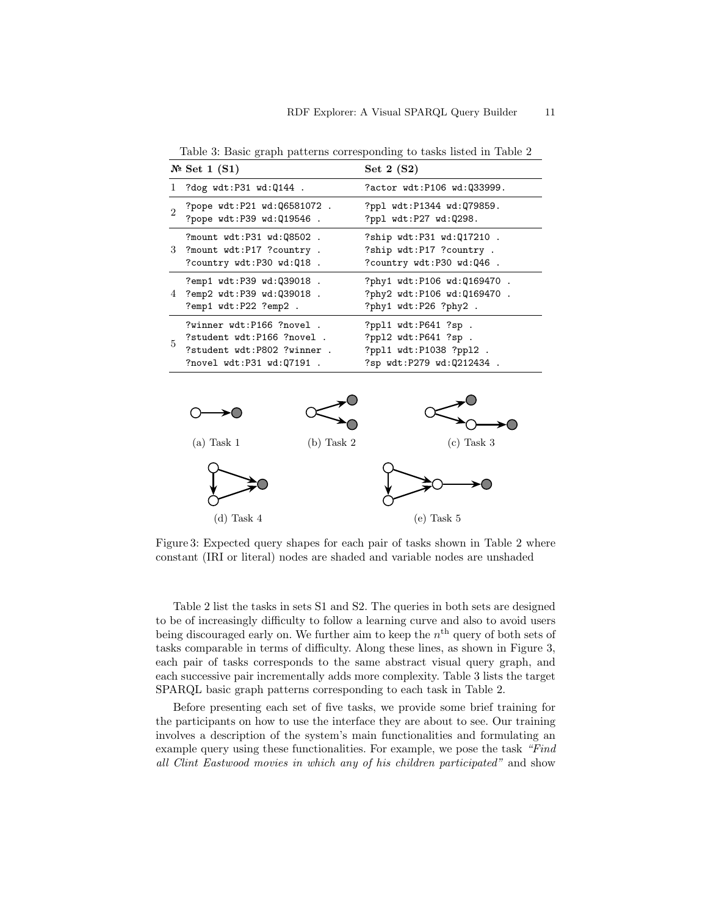Table 3: Basic graph patterns corresponding to tasks listed in Table 2

| № | Set 1 (S1) | Set 2 (S2) |
|---|---|---|
| 1 | `?dog wdt:P31 wd:Q144 .` | `?actor wdt:P106 wd:Q33999.` |
| 2 | `?pope wdt:P21 wd:Q6581072 .`<br>`?pope wdt:P39 wd:Q19546 .` | `?ppl wdt:P1344 wd:Q79859.`<br>`?ppl wdt:P27 wd:Q298.` |
| 3 | `?mount wdt:P31 wd:Q8502 .`<br>`?mount wdt:P17 ?country .`<br>`?country wdt:P30 wd:Q18 .` | `?ship wdt:P31 wd:Q17210 .`<br>`?ship wdt:P17 ?country .`<br>`?country wdt:P30 wd:Q46 .` |
| 4 | `?emp1 wdt:P39 wd:Q39018 .`<br>`?emp2 wdt:P39 wd:Q39018 .`<br>`?emp1 wdt:P22 ?emp2 .` | `?phy1 wdt:P106 wd:Q169470 .`<br>`?phy2 wdt:P106 wd:Q169470 .`<br>`?phy1 wdt:P26 ?phy2 .` |
| 5 | `?winner wdt:P166 ?novel .`<br>`?student wdt:P166 ?novel .`<br>`?student wdt:P802 ?winner .`<br>`?novel wdt:P31 wd:Q7191 .` | `?ppl1 wdt:P641 ?sp .`<br>`?ppl2 wdt:P641 ?sp .`<br>`?ppl1 wdt:P1038 ?ppl2 .`<br>`?sp wdt:P279 wd:Q212434 .` |

(a) Task 1 (b) Task 2 (c) Task 3

(d) Task 4 (e) Task 5

Figure 3: Expected query shapes for each pair of tasks shown in Table 2 where constant (IRI or literal) nodes are shaded and variable nodes are unshaded

Table 2 list the tasks in sets S1 and S2. The queries in both sets are designed to be of increasingly difficulty to follow a learning curve and also to avoid users being discouraged early on. We further aim to keep the $n^{\text{th}}$ query of both sets of tasks comparable in terms of difficulty. Along these lines, as shown in Figure 3, each pair of tasks corresponds to the same abstract visual query graph, and each successive pair incrementally adds more complexity. Table 3 lists the target SPARQL basic graph patterns corresponding to each task in Table 2.

Before presenting each set of five tasks, we provide some brief training for the participants on how to use the interface they are about to see. Our training involves a description of the system's main functionalities and formulating an example query using these functionalities. For example, we pose the task *"Find all Clint Eastwood movies in which any of his children participated"* and show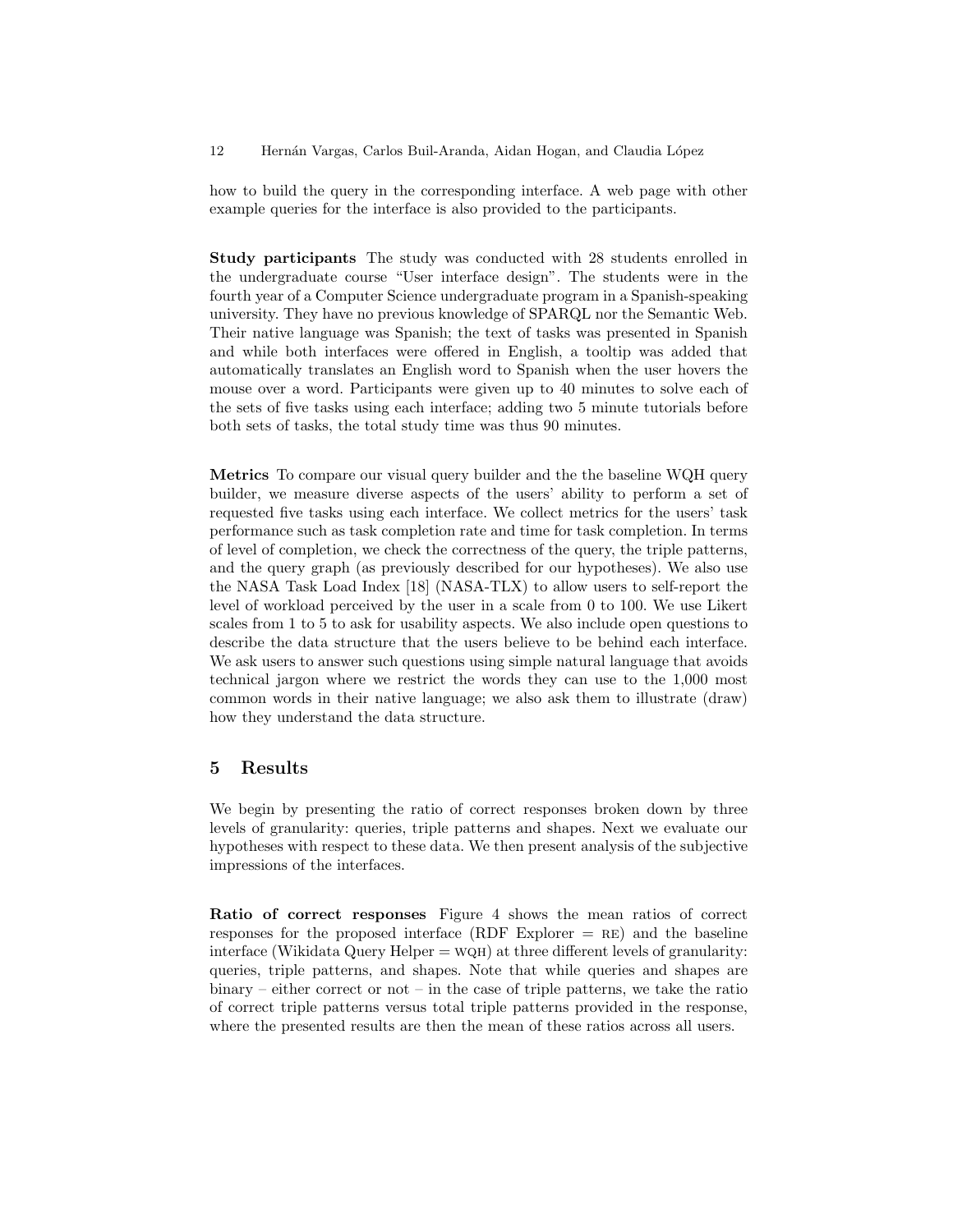how to build the query in the corresponding interface. A web page with other example queries for the interface is also provided to the participants.

**Study participants** The study was conducted with 28 students enrolled in the undergraduate course "User interface design". The students were in the fourth year of a Computer Science undergraduate program in a Spanish-speaking university. They have no previous knowledge of SPARQL nor the Semantic Web. Their native language was Spanish; the text of tasks was presented in Spanish and while both interfaces were offered in English, a tooltip was added that automatically translates an English word to Spanish when the user hovers the mouse over a word. Participants were given up to 40 minutes to solve each of the sets of five tasks using each interface; adding two 5 minute tutorials before both sets of tasks, the total study time was thus 90 minutes.

**Metrics** To compare our visual query builder and the the baseline WQH query builder, we measure diverse aspects of the users' ability to perform a set of requested five tasks using each interface. We collect metrics for the users' task performance such as task completion rate and time for task completion. In terms of level of completion, we check the correctness of the query, the triple patterns, and the query graph (as previously described for our hypotheses). We also use the NASA Task Load Index [18] (NASA-TLX) to allow users to self-report the level of workload perceived by the user in a scale from 0 to 100. We use Likert scales from 1 to 5 to ask for usability aspects. We also include open questions to describe the data structure that the users believe to be behind each interface. We ask users to answer such questions using simple natural language that avoids technical jargon where we restrict the words they can use to the 1,000 most common words in their native language; we also ask them to illustrate (draw) how they understand the data structure.

## 5 Results

We begin by presenting the ratio of correct responses broken down by three levels of granularity: queries, triple patterns and shapes. Next we evaluate our hypotheses with respect to these data. We then present analysis of the subjective impressions of the interfaces.

**Ratio of correct responses** Figure 4 shows the mean ratios of correct responses for the proposed interface (RDF Explorer = RE) and the baseline interface (Wikidata Query Helper = WQH) at three different levels of granularity: queries, triple patterns, and shapes. Note that while queries and shapes are binary – either correct or not – in the case of triple patterns, we take the ratio of correct triple patterns versus total triple patterns provided in the response, where the presented results are then the mean of these ratios across all users.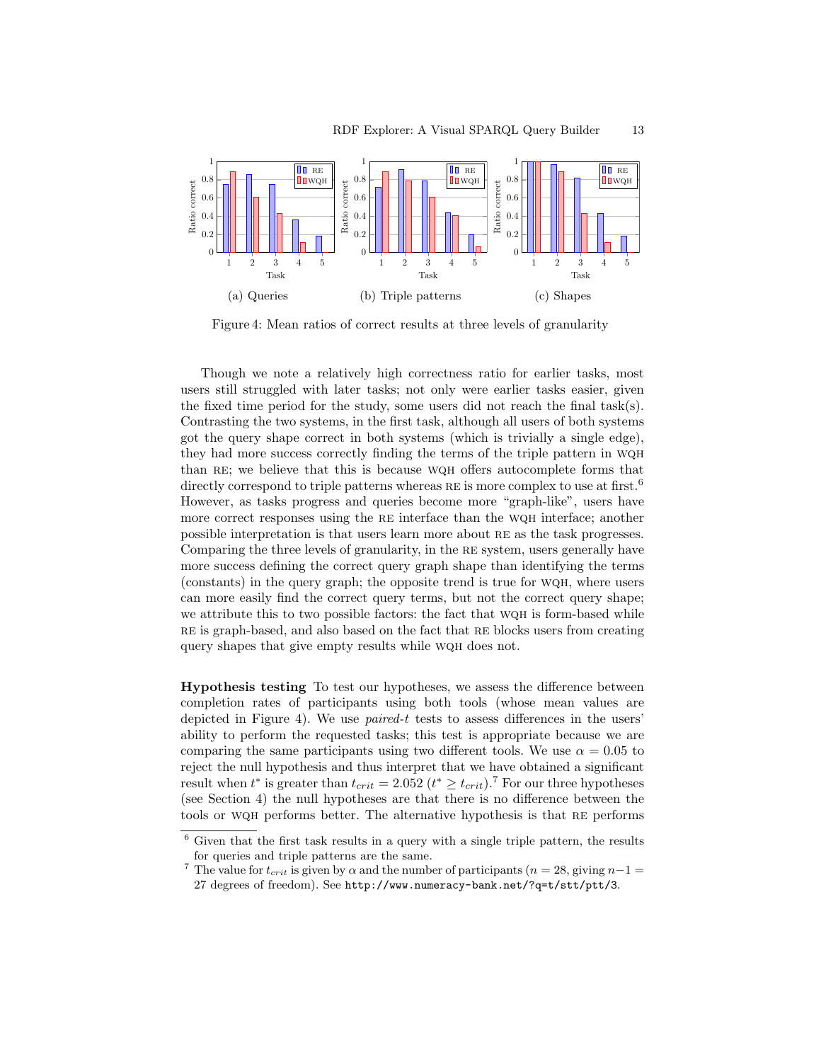Ratio correct
1
0.8
0.6
0.4
0.2
0
RE
WQH
1 2 3 4 5
Task

(a) Queries

Ratio correct
1
0.8
0.6
0.4
0.2
0
RE
WQH
1 2 3 4 5
Task

(b) Triple patterns

Ratio correct
1
0.8
0.6
0.4
0.2
0
RE
WQH
1 2 3 4 5
Task

(c) Shapes

Figure 4: Mean ratios of correct results at three levels of granularity

Though we note a relatively high correctness ratio for earlier tasks, most users still struggled with later tasks; not only were earlier tasks easier, given the fixed time period for the study, some users did not reach the final task(s). Contrasting the two systems, in the first task, although all users of both systems got the query shape correct in both systems (which is trivially a single edge), they had more success correctly finding the terms of the triple pattern in WQH than RE; we believe that this is because WQH offers autocomplete forms that directly correspond to triple patterns whereas RE is more complex to use at first.[6] However, as tasks progress and queries become more "graph-like", users have more correct responses using the RE interface than the WQH interface; another possible interpretation is that users learn more about RE as the task progresses. Comparing the three levels of granularity, in the RE system, users generally have more success defining the correct query graph shape than identifying the terms (constants) in the query graph; the opposite trend is true for WQH, where users can more easily find the correct query terms, but not the correct query shape; we attribute this to two possible factors: the fact that WQH is form-based while RE is graph-based, and also based on the fact that RE blocks users from creating query shapes that give empty results while WQH does not.

**Hypothesis testing** To test our hypotheses, we assess the difference between completion rates of participants using both tools (whose mean values are depicted in Figure 4). We use *paired-t* tests to assess differences in the users' ability to perform the requested tasks; this test is appropriate because we are comparing the same participants using two different tools. We use $\alpha = 0.05$ to reject the null hypothesis and thus interpret that we have obtained a significant result when $t^*$ is greater than $t_{crit} = 2.052$ ($t^* \geq t_{crit}$).[7] For our three hypotheses (see Section 4) the null hypotheses are that there is no difference between the tools or WQH performs better. The alternative hypothesis is that RE performs

[6] Given that the first task results in a query with a single triple pattern, the results for queries and triple patterns are the same.

[7] The value for $t_{crit}$ is given by $\alpha$ and the number of participants ($n = 28$, giving $n-1 = 27$ degrees of freedom). See `http://www.numeracy-bank.net/?q=t/stt/ptt/3`.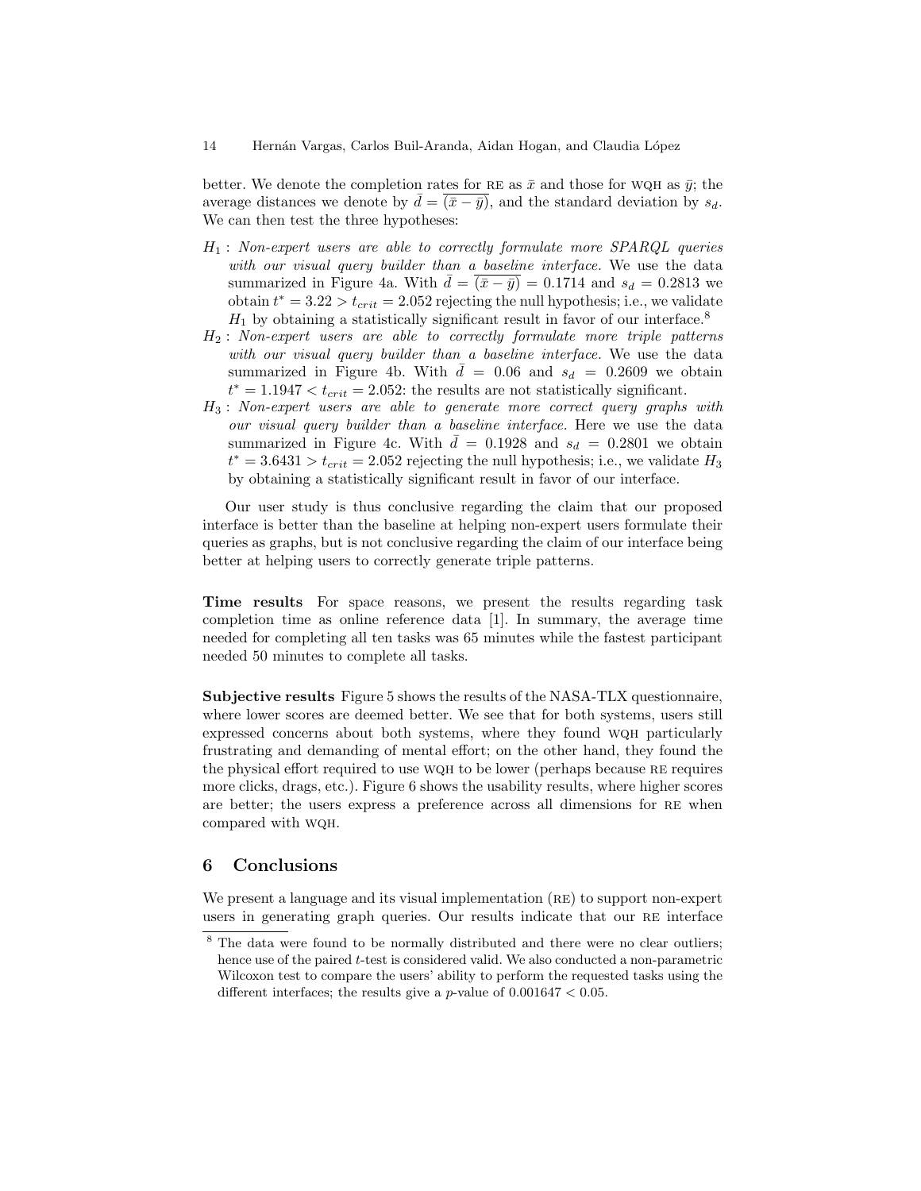better. We denote the completion rates for RE as $\bar{x}$ and those for WQH as $\bar{y}$; the average distances we denote by $\bar{d} = \overline{(\bar{x} - \bar{y})}$, and the standard deviation by $s_d$. We can then test the three hypotheses:

- $H_1$ : *Non-expert users are able to correctly formulate more SPARQL queries with our visual query builder than a baseline interface.* We use the data summarized in Figure 4a. With $\bar{d} = \overline{(\bar{x} - \bar{y})} = 0.1714$ and $s_d = 0.2813$ we obtain $t^* = 3.22 > t_{crit} = 2.052$ rejecting the null hypothesis; i.e., we validate $H_1$ by obtaining a statistically significant result in favor of our interface.[8]
- $H_2$ : *Non-expert users are able to correctly formulate more triple patterns with our visual query builder than a baseline interface.* We use the data summarized in Figure 4b. With $\bar{d} = 0.06$ and $s_d = 0.2609$ we obtain $t^* = 1.1947 < t_{crit} = 2.052$: the results are not statistically significant.
- $H_3$ : *Non-expert users are able to generate more correct query graphs with our visual query builder than a baseline interface.* Here we use the data summarized in Figure 4c. With $\bar{d} = 0.1928$ and $s_d = 0.2801$ we obtain $t^* = 3.6431 > t_{crit} = 2.052$ rejecting the null hypothesis; i.e., we validate $H_3$ by obtaining a statistically significant result in favor of our interface.

Our user study is thus conclusive regarding the claim that our proposed interface is better than the baseline at helping non-expert users formulate their queries as graphs, but is not conclusive regarding the claim of our interface being better at helping users to correctly generate triple patterns.

**Time results** For space reasons, we present the results regarding task completion time as online reference data [1]. In summary, the average time needed for completing all ten tasks was 65 minutes while the fastest participant needed 50 minutes to complete all tasks.

**Subjective results** Figure 5 shows the results of the NASA-TLX questionnaire, where lower scores are deemed better. We see that for both systems, users still expressed concerns about both systems, where they found WQH particularly frustrating and demanding of mental effort; on the other hand, they found the the physical effort required to use WQH to be lower (perhaps because RE requires more clicks, drags, etc.). Figure 6 shows the usability results, where higher scores are better; the users express a preference across all dimensions for RE when compared with WQH.

## 6 Conclusions

We present a language and its visual implementation (RE) to support non-expert users in generating graph queries. Our results indicate that our RE interface

[8] The data were found to be normally distributed and there were no clear outliers; hence use of the paired $t$-test is considered valid. We also conducted a non-parametric Wilcoxon test to compare the users' ability to perform the requested tasks using the different interfaces; the results give a $p$-value of $0.001647 < 0.05$.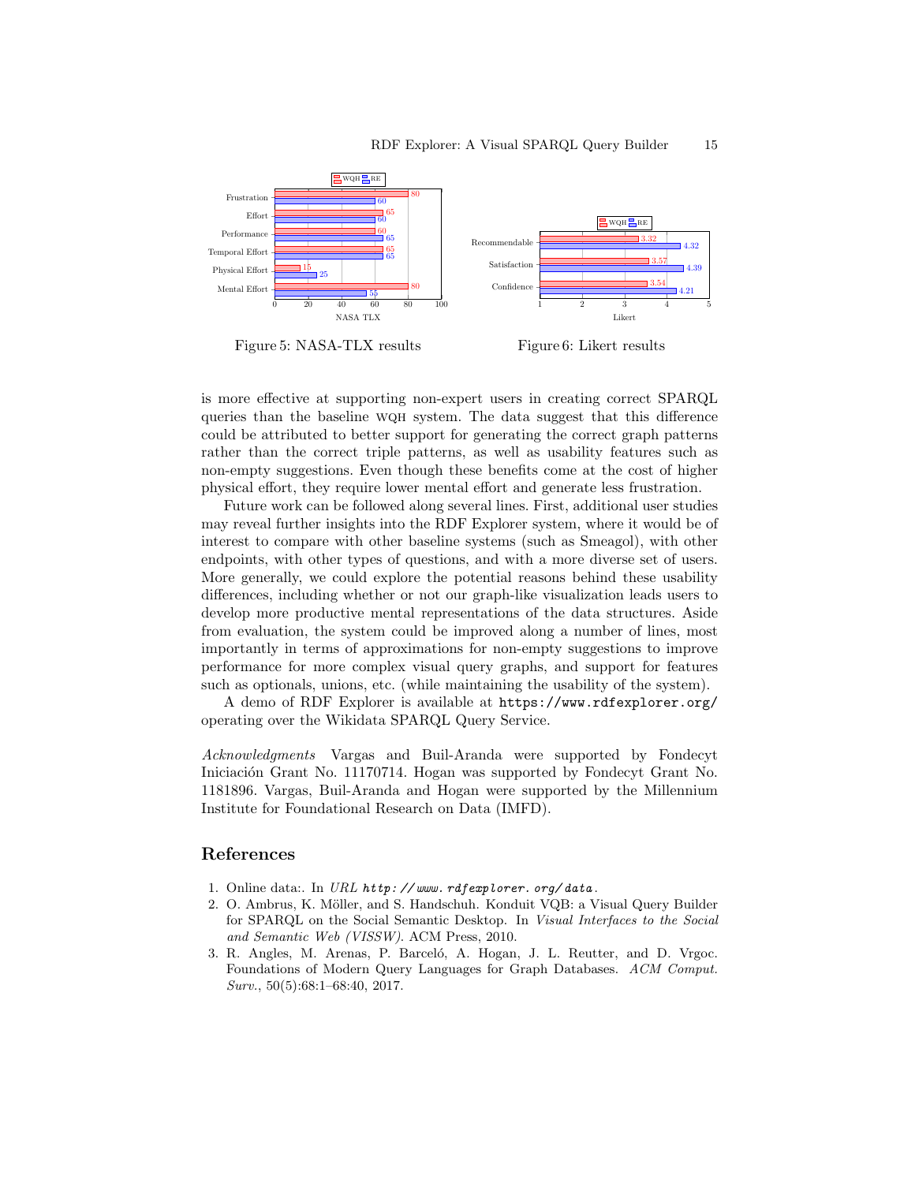WQH RE

Frustration
80
60
Effort
65
60
Performance
60
65
Temporal Effort
65
65
Physical Effort
15
25
Mental Effort
80
55

0 20 40 60 80 100

NASA TLX

Figure 5: NASA-TLX results

WQH RE

Recommendable
3.32
4.32
Satisfaction
3.57
4.39
Confidence
3.54
4.21

1 2 3 4 5

Likert

Figure 6: Likert results

is more effective at supporting non-expert users in creating correct SPARQL queries than the baseline WQH system. The data suggest that this difference could be attributed to better support for generating the correct graph patterns rather than the correct triple patterns, as well as usability features such as non-empty suggestions. Even though these benefits come at the cost of higher physical effort, they require lower mental effort and generate less frustration.

Future work can be followed along several lines. First, additional user studies may reveal further insights into the RDF Explorer system, where it would be of interest to compare with other baseline systems (such as Smeagol), with other endpoints, with other types of questions, and with a more diverse set of users. More generally, we could explore the potential reasons behind these usability differences, including whether or not our graph-like visualization leads users to develop more productive mental representations of the data structures. Aside from evaluation, the system could be improved along a number of lines, most importantly in terms of approximations for non-empty suggestions to improve performance for more complex visual query graphs, and support for features such as optionals, unions, etc. (while maintaining the usability of the system).

A demo of RDF Explorer is available at `https://www.rdfexplorer.org/` operating over the Wikidata SPARQL Query Service.

*Acknowledgments* Vargas and Buil-Aranda were supported by Fondecyt Iniciación Grant No. 11170714. Hogan was supported by Fondecyt Grant No. 1181896. Vargas, Buil-Aranda and Hogan were supported by the Millennium Institute for Foundational Research on Data (IMFD).

## References

1. Online data:. In *URL* `http://www.rdfexplorer.org/data`.
2. O. Ambrus, K. Möller, and S. Handschuh. Konduit VQB: a Visual Query Builder for SPARQL on the Social Semantic Desktop. In *Visual Interfaces to the Social and Semantic Web (VISSW)*. ACM Press, 2010.
3. R. Angles, M. Arenas, P. Barceló, A. Hogan, J. L. Reutter, and D. Vrgoc. Foundations of Modern Query Languages for Graph Databases. *ACM Comput. Surv.*, 50(5):68:1–68:40, 2017.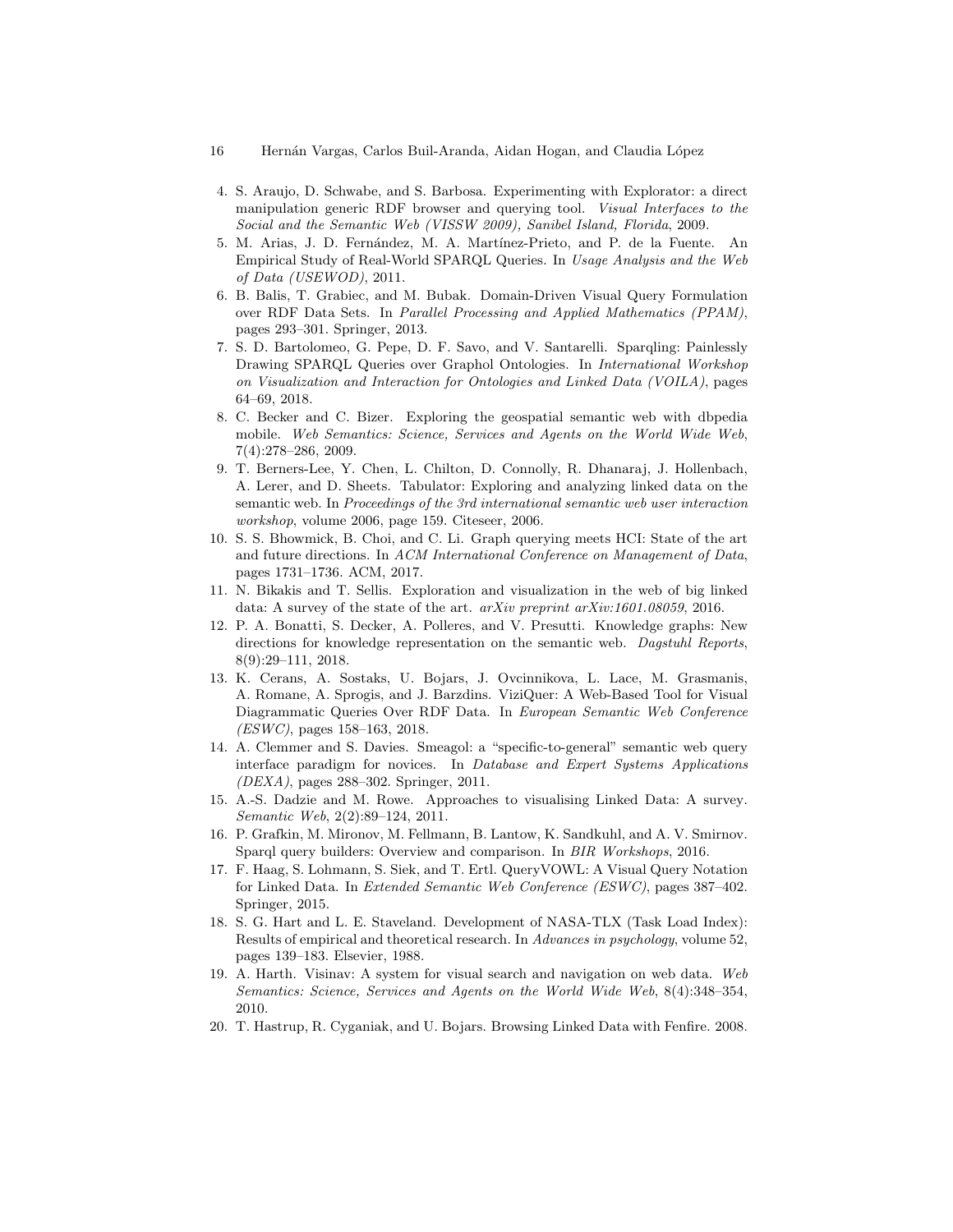4. S. Araujo, D. Schwabe, and S. Barbosa. Experimenting with Explorator: a direct manipulation generic RDF browser and querying tool. *Visual Interfaces to the Social and the Semantic Web (VISSW 2009), Sanibel Island, Florida*, 2009.
5. M. Arias, J. D. Fernández, M. A. Martínez-Prieto, and P. de la Fuente. An Empirical Study of Real-World SPARQL Queries. In *Usage Analysis and the Web of Data (USEWOD)*, 2011.
6. B. Balis, T. Grabiec, and M. Bubak. Domain-Driven Visual Query Formulation over RDF Data Sets. In *Parallel Processing and Applied Mathematics (PPAM)*, pages 293–301. Springer, 2013.
7. S. D. Bartolomeo, G. Pepe, D. F. Savo, and V. Santarelli. Sparqling: Painlessly Drawing SPARQL Queries over Graphol Ontologies. In *International Workshop on Visualization and Interaction for Ontologies and Linked Data (VOILA)*, pages 64–69, 2018.
8. C. Becker and C. Bizer. Exploring the geospatial semantic web with dbpedia mobile. *Web Semantics: Science, Services and Agents on the World Wide Web*, 7(4):278–286, 2009.
9. T. Berners-Lee, Y. Chen, L. Chilton, D. Connolly, R. Dhanaraj, J. Hollenbach, A. Lerer, and D. Sheets. Tabulator: Exploring and analyzing linked data on the semantic web. In *Proceedings of the 3rd international semantic web user interaction workshop*, volume 2006, page 159. Citeseer, 2006.
10. S. S. Bhowmick, B. Choi, and C. Li. Graph querying meets HCI: State of the art and future directions. In *ACM International Conference on Management of Data*, pages 1731–1736. ACM, 2017.
11. N. Bikakis and T. Sellis. Exploration and visualization in the web of big linked data: A survey of the state of the art. *arXiv preprint arXiv:1601.08059*, 2016.
12. P. A. Bonatti, S. Decker, A. Polleres, and V. Presutti. Knowledge graphs: New directions for knowledge representation on the semantic web. *Dagstuhl Reports*, 8(9):29–111, 2018.
13. K. Cerans, A. Sostaks, U. Bojars, J. Ovcinnikova, L. Lace, M. Grasmanis, A. Romane, A. Sprogis, and J. Barzdins. ViziQuer: A Web-Based Tool for Visual Diagrammatic Queries Over RDF Data. In *European Semantic Web Conference (ESWC)*, pages 158–163, 2018.
14. A. Clemmer and S. Davies. Smeagol: a "specific-to-general" semantic web query interface paradigm for novices. In *Database and Expert Systems Applications (DEXA)*, pages 288–302. Springer, 2011.
15. A.-S. Dadzie and M. Rowe. Approaches to visualising Linked Data: A survey. *Semantic Web*, 2(2):89–124, 2011.
16. P. Grafkin, M. Mironov, M. Fellmann, B. Lantow, K. Sandkuhl, and A. V. Smirnov. Sparql query builders: Overview and comparison. In *BIR Workshops*, 2016.
17. F. Haag, S. Lohmann, S. Siek, and T. Ertl. QueryVOWL: A Visual Query Notation for Linked Data. In *Extended Semantic Web Conference (ESWC)*, pages 387–402. Springer, 2015.
18. S. G. Hart and L. E. Staveland. Development of NASA-TLX (Task Load Index): Results of empirical and theoretical research. In *Advances in psychology*, volume 52, pages 139–183. Elsevier, 1988.
19. A. Harth. Visinav: A system for visual search and navigation on web data. *Web Semantics: Science, Services and Agents on the World Wide Web*, 8(4):348–354, 2010.
20. T. Hastrup, R. Cyganiak, and U. Bojars. Browsing Linked Data with Fenfire. 2008.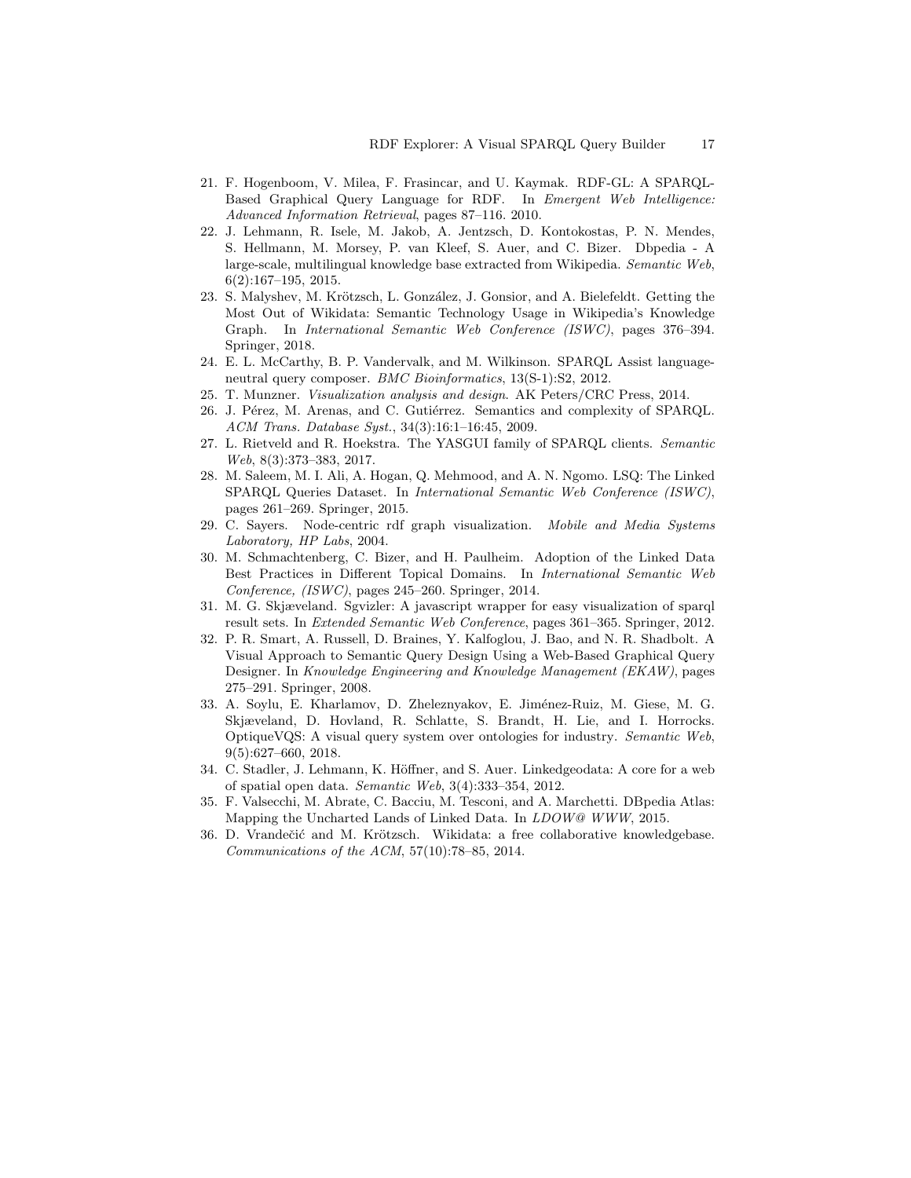21. F. Hogenboom, V. Milea, F. Frasincar, and U. Kaymak. RDF-GL: A SPARQL-Based Graphical Query Language for RDF. In *Emergent Web Intelligence: Advanced Information Retrieval*, pages 87–116. 2010.
22. J. Lehmann, R. Isele, M. Jakob, A. Jentzsch, D. Kontokostas, P. N. Mendes, S. Hellmann, M. Morsey, P. van Kleef, S. Auer, and C. Bizer. Dbpedia - A large-scale, multilingual knowledge base extracted from Wikipedia. *Semantic Web*, 6(2):167–195, 2015.
23. S. Malyshev, M. Krötzsch, L. González, J. Gonsior, and A. Bielefeldt. Getting the Most Out of Wikidata: Semantic Technology Usage in Wikipedia's Knowledge Graph. In *International Semantic Web Conference (ISWC)*, pages 376–394. Springer, 2018.
24. E. L. McCarthy, B. P. Vandervalk, and M. Wilkinson. SPARQL Assist language-neutral query composer. *BMC Bioinformatics*, 13(S-1):S2, 2012.
25. T. Munzner. *Visualization analysis and design*. AK Peters/CRC Press, 2014.
26. J. Pérez, M. Arenas, and C. Gutiérrez. Semantics and complexity of SPARQL. *ACM Trans. Database Syst.*, 34(3):16:1–16:45, 2009.
27. L. Rietveld and R. Hoekstra. The YASGUI family of SPARQL clients. *Semantic Web*, 8(3):373–383, 2017.
28. M. Saleem, M. I. Ali, A. Hogan, Q. Mehmood, and A. N. Ngomo. LSQ: The Linked SPARQL Queries Dataset. In *International Semantic Web Conference (ISWC)*, pages 261–269. Springer, 2015.
29. C. Sayers. Node-centric rdf graph visualization. *Mobile and Media Systems Laboratory, HP Labs*, 2004.
30. M. Schmachtenberg, C. Bizer, and H. Paulheim. Adoption of the Linked Data Best Practices in Different Topical Domains. In *International Semantic Web Conference, (ISWC)*, pages 245–260. Springer, 2014.
31. M. G. Skjæveland. Sgvizler: A javascript wrapper for easy visualization of sparql result sets. In *Extended Semantic Web Conference*, pages 361–365. Springer, 2012.
32. P. R. Smart, A. Russell, D. Braines, Y. Kalfoglou, J. Bao, and N. R. Shadbolt. A Visual Approach to Semantic Query Design Using a Web-Based Graphical Query Designer. In *Knowledge Engineering and Knowledge Management (EKAW)*, pages 275–291. Springer, 2008.
33. A. Soylu, E. Kharlamov, D. Zheleznyakov, E. Jiménez-Ruiz, M. Giese, M. G. Skjæveland, D. Hovland, R. Schlatte, S. Brandt, H. Lie, and I. Horrocks. OptiqueVQS: A visual query system over ontologies for industry. *Semantic Web*, 9(5):627–660, 2018.
34. C. Stadler, J. Lehmann, K. Höffner, and S. Auer. Linkedgeodata: A core for a web of spatial open data. *Semantic Web*, 3(4):333–354, 2012.
35. F. Valsecchi, M. Abrate, C. Bacciu, M. Tesconi, and A. Marchetti. DBpedia Atlas: Mapping the Uncharted Lands of Linked Data. In *LDOW@ WWW*, 2015.
36. D. Vrandečić and M. Krötzsch. Wikidata: a free collaborative knowledgebase. *Communications of the ACM*, 57(10):78–85, 2014.